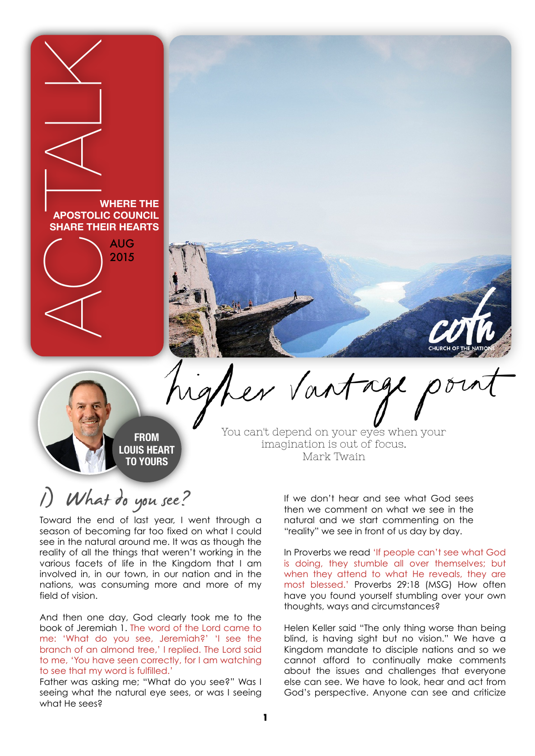# ACTALK

**WHERE THE APOSTOLIC COUNCIL SHARE THEIR HEARTS**

AUG 2015

**FROM LOUIS HEART TO YOURS**

# higher vantage point

You can't depend on your eyes when your imagination is out of focus.
Mark Twain

## 1) What do you see?

Toward the end of last year, I went through a season of becoming far too fixed on what I could see in the natural around me. It was as though the reality of all the things that weren't working in the various facets of life in the Kingdom that I am involved in, in our town, in our nation and in the nations, was consuming more and more of my field of vision.

And then one day, God clearly took me to the book of Jeremiah 1. The word of the Lord came to me: 'What do you see, Jeremiah?' 'I see the branch of an almond tree,' I replied. The Lord said to me, 'You have seen correctly, for I am watching to see that my word is fulfilled.'

Father was asking me; "What do you see?" Was I seeing what the natural eye sees, or was I seeing what He sees?

If we don't hear and see what God sees then we comment on what we see in the natural and we start commenting on the "reality" we see in front of us day by day.

In Proverbs we read 'If people can't see what God is doing, they stumble all over themselves; but when they attend to what He reveals, they are most blessed.' Proverbs 29:18 (MSG) How often have you found yourself stumbling over your own thoughts, ways and circumstances?

Helen Keller said "The only thing worse than being blind, is having sight but no vision." We have a Kingdom mandate to disciple nations and so we cannot afford to continually make comments about the issues and challenges that everyone else can see. We have to look, hear and act from God's perspective. Anyone can see and criticize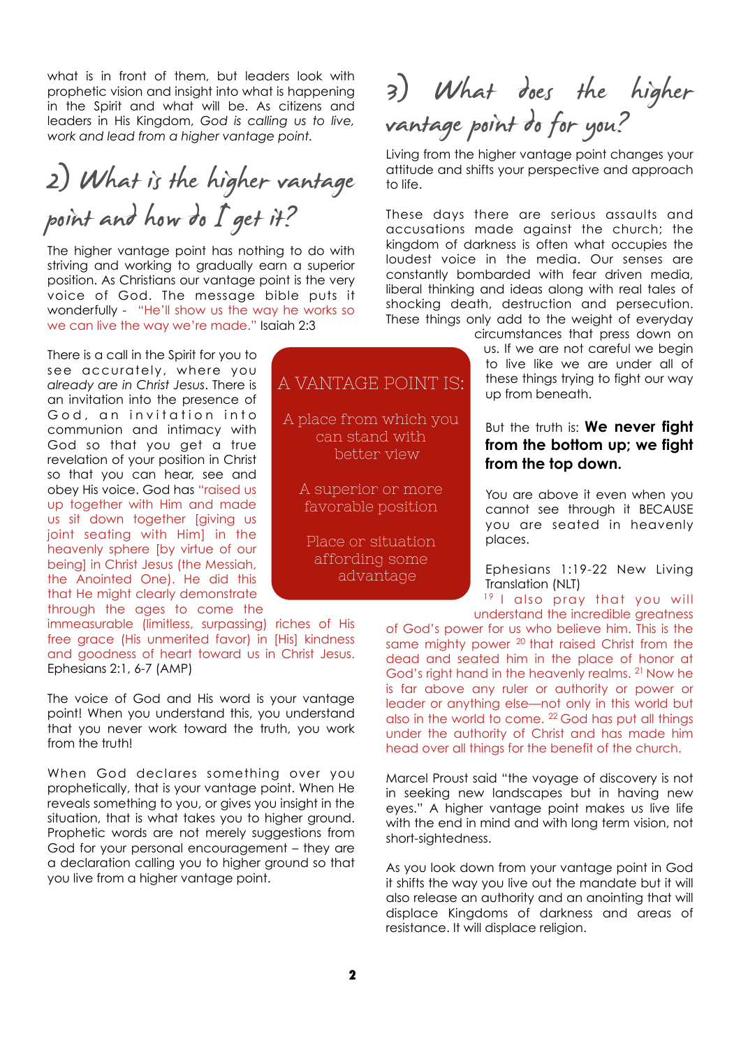what is in front of them, but leaders look with prophetic vision and insight into what is happening in the Spirit and what will be. As citizens and leaders in His Kingdom, *God is calling us to live, work and lead from a higher vantage point.*

## 2) What is the higher vantage point and how do I get it?

The higher vantage point has nothing to do with striving and working to gradually earn a superior position. As Christians our vantage point is the very voice of God. The message bible puts it wonderfully - "He'll show us the way he works so we can live the way we're made." Isaiah 2:3

There is a call in the Spirit for you to see accurately, where you *already are in Christ Jesus*. There is an invitation into the presence of God, an invitation into communion and intimacy with God so that you get a true revelation of your position in Christ so that you can hear, see and obey His voice. God has "raised us up together with Him and made us sit down together [giving us joint seating with Him] in the heavenly sphere [by virtue of our being] in Christ Jesus (the Messiah, the Anointed One). He did this that He might clearly demonstrate through the ages to come the immeasurable (limitless, surpassing) riches of His free grace (His unmerited favor) in [His] kindness and goodness of heart toward us in Christ Jesus. Ephesians 2:1, 6-7 (AMP)

> A VANTAGE POINT IS:
>
> A place from which you can stand with better view
>
> A superior or more favorable position
>
> Place or situation affording some advantage

The voice of God and His word is your vantage point! When you understand this, you understand that you never work toward the truth, you work from the truth!

When God declares something over you prophetically, that is your vantage point. When He reveals something to you, or gives you insight in the situation, that is what takes you to higher ground. Prophetic words are not merely suggestions from God for your personal encouragement – they are a declaration calling you to higher ground so that you live from a higher vantage point.

## 3) What does the higher vantage point do for you?

Living from the higher vantage point changes your attitude and shifts your perspective and approach to life.

These days there are serious assaults and accusations made against the church; the kingdom of darkness is often what occupies the loudest voice in the media. Our senses are constantly bombarded with fear driven media, liberal thinking and ideas along with real tales of shocking death, destruction and persecution. These things only add to the weight of everyday circumstances that press down on us. If we are not careful we begin to live like we are under all of these things trying to fight our way up from beneath.

But the truth is: **We never fight from the bottom up; we fight from the top down.**

You are above it even when you cannot see through it BECAUSE you are seated in heavenly places.

Ephesians 1:19-22 New Living Translation (NLT)
[19] I also pray that you will understand the incredible greatness of God's power for us who believe him. This is the same mighty power [20] that raised Christ from the dead and seated him in the place of honor at God's right hand in the heavenly realms. [21] Now he is far above any ruler or authority or power or leader or anything else—not only in this world but also in the world to come. [22] God has put all things under the authority of Christ and has made him head over all things for the benefit of the church.

Marcel Proust said "the voyage of discovery is not in seeking new landscapes but in having new eyes." A higher vantage point makes us live life with the end in mind and with long term vision, not short-sightedness.

As you look down from your vantage point in God it shifts the way you live out the mandate but it will also release an authority and an anointing that will displace Kingdoms of darkness and areas of resistance. It will displace religion.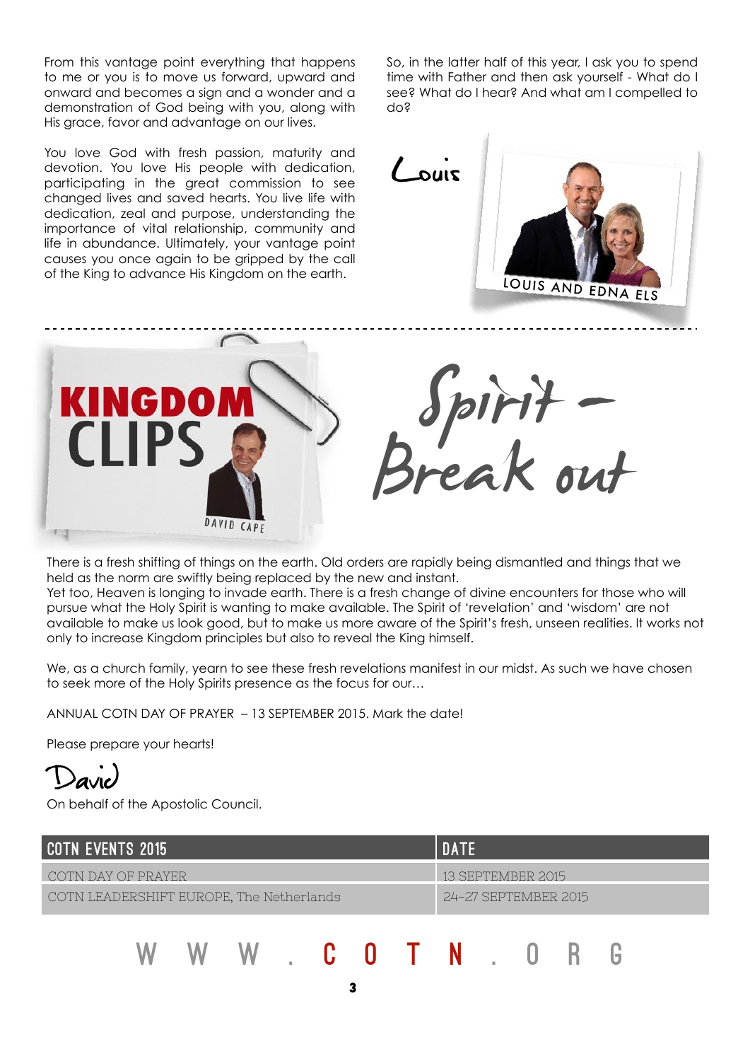From this vantage point everything that happens to me or you is to move us forward, upward and onward and becomes a sign and a wonder and a demonstration of God being with you, along with His grace, favor and advantage on our lives.

You love God with fresh passion, maturity and devotion. You love His people with dedication, participating in the great commission to see changed lives and saved hearts. You live life with dedication, zeal and purpose, understanding the importance of vital relationship, community and life in abundance. Ultimately, your vantage point causes you once again to be gripped by the call of the King to advance His Kingdom on the earth.

So, in the latter half of this year, I ask you to spend time with Father and then ask yourself - What do I see? What do I hear? And what am I compelled to do?

Louis

LOUIS AND EDNA ELS

---

# KINGDOM CLIPS

DAVID CAPE

## Spirit – Break out

There is a fresh shifting of things on the earth. Old orders are rapidly being dismantled and things that we held as the norm are swiftly being replaced by the new and instant.
Yet too, Heaven is longing to invade earth. There is a fresh change of divine encounters for those who will pursue what the Holy Spirit is wanting to make available. The Spirit of 'revelation' and 'wisdom' are not available to make us look good, but to make us more aware of the Spirit's fresh, unseen realities. It works not only to increase Kingdom principles but also to reveal the King himself.

We, as a church family, yearn to see these fresh revelations manifest in our midst. As such we have chosen to seek more of the Holy Spirits presence as the focus for our…

ANNUAL COTN DAY OF PRAYER – 13 SEPTEMBER 2015. Mark the date!

Please prepare your hearts!

David

On behalf of the Apostolic Council.

| COTN EVENTS 2015 | DATE |
|---|---|
| COTN DAY OF PRAYER | 13 SEPTEMBER 2015 |
| COTN LEADERSHIFT EUROPE, The Netherlands | 24-27 SEPTEMBER 2015 |

WWW.COTN.ORG